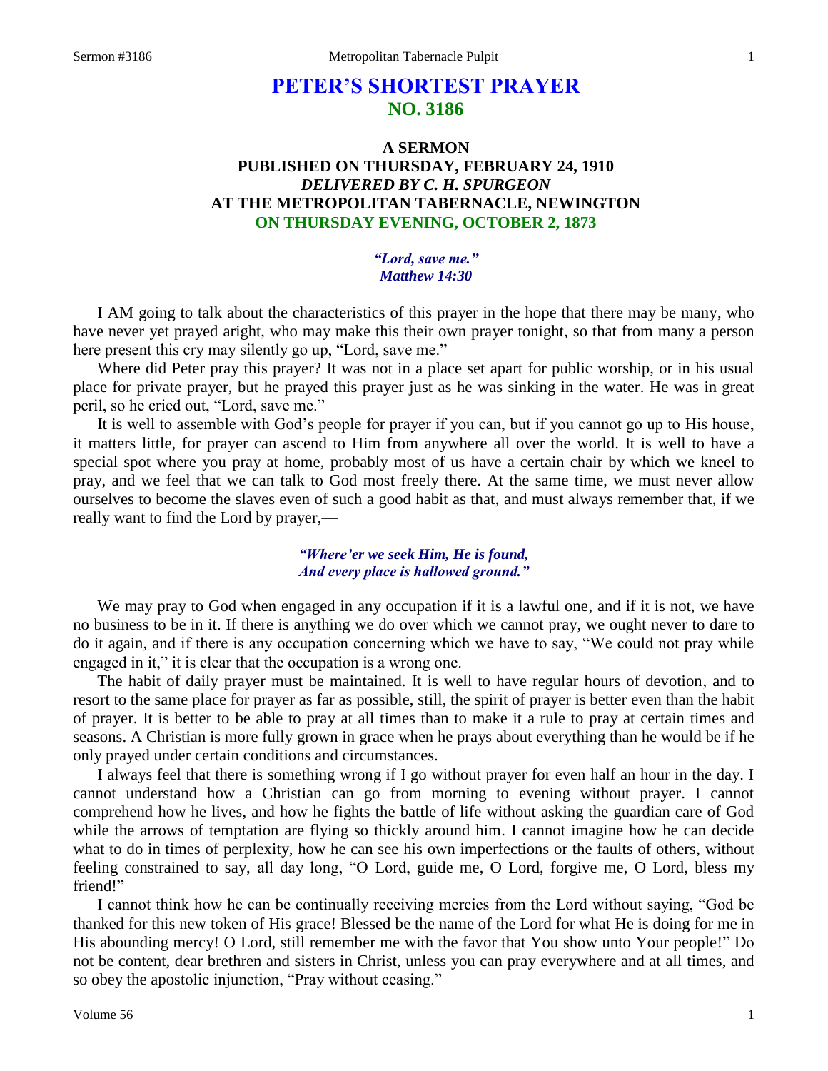# PETER'S SHORTEST PRAYER
## NO. 3186

### A SERMON
### PUBLISHED ON THURSDAY, FEBRUARY 24, 1910
### *DELIVERED BY C. H. SPURGEON*
### AT THE METROPOLITAN TABERNACLE, NEWINGTON
### ON THURSDAY EVENING, OCTOBER 2, 1873

*"Lord, save me."*
*Matthew 14:30*

I AM going to talk about the characteristics of this prayer in the hope that there may be many, who have never yet prayed aright, who may make this their own prayer tonight, so that from many a person here present this cry may silently go up, "Lord, save me."

Where did Peter pray this prayer? It was not in a place set apart for public worship, or in his usual place for private prayer, but he prayed this prayer just as he was sinking in the water. He was in great peril, so he cried out, "Lord, save me."

It is well to assemble with God's people for prayer if you can, but if you cannot go up to His house, it matters little, for prayer can ascend to Him from anywhere all over the world. It is well to have a special spot where you pray at home, probably most of us have a certain chair by which we kneel to pray, and we feel that we can talk to God most freely there. At the same time, we must never allow ourselves to become the slaves even of such a good habit as that, and must always remember that, if we really want to find the Lord by prayer,—

*"Where'er we seek Him, He is found,*
*And every place is hallowed ground."*

We may pray to God when engaged in any occupation if it is a lawful one, and if it is not, we have no business to be in it. If there is anything we do over which we cannot pray, we ought never to dare to do it again, and if there is any occupation concerning which we have to say, "We could not pray while engaged in it," it is clear that the occupation is a wrong one.

The habit of daily prayer must be maintained. It is well to have regular hours of devotion, and to resort to the same place for prayer as far as possible, still, the spirit of prayer is better even than the habit of prayer. It is better to be able to pray at all times than to make it a rule to pray at certain times and seasons. A Christian is more fully grown in grace when he prays about everything than he would be if he only prayed under certain conditions and circumstances.

I always feel that there is something wrong if I go without prayer for even half an hour in the day. I cannot understand how a Christian can go from morning to evening without prayer. I cannot comprehend how he lives, and how he fights the battle of life without asking the guardian care of God while the arrows of temptation are flying so thickly around him. I cannot imagine how he can decide what to do in times of perplexity, how he can see his own imperfections or the faults of others, without feeling constrained to say, all day long, "O Lord, guide me, O Lord, forgive me, O Lord, bless my friend!"

I cannot think how he can be continually receiving mercies from the Lord without saying, "God be thanked for this new token of His grace! Blessed be the name of the Lord for what He is doing for me in His abounding mercy! O Lord, still remember me with the favor that You show unto Your people!" Do not be content, dear brethren and sisters in Christ, unless you can pray everywhere and at all times, and so obey the apostolic injunction, "Pray without ceasing."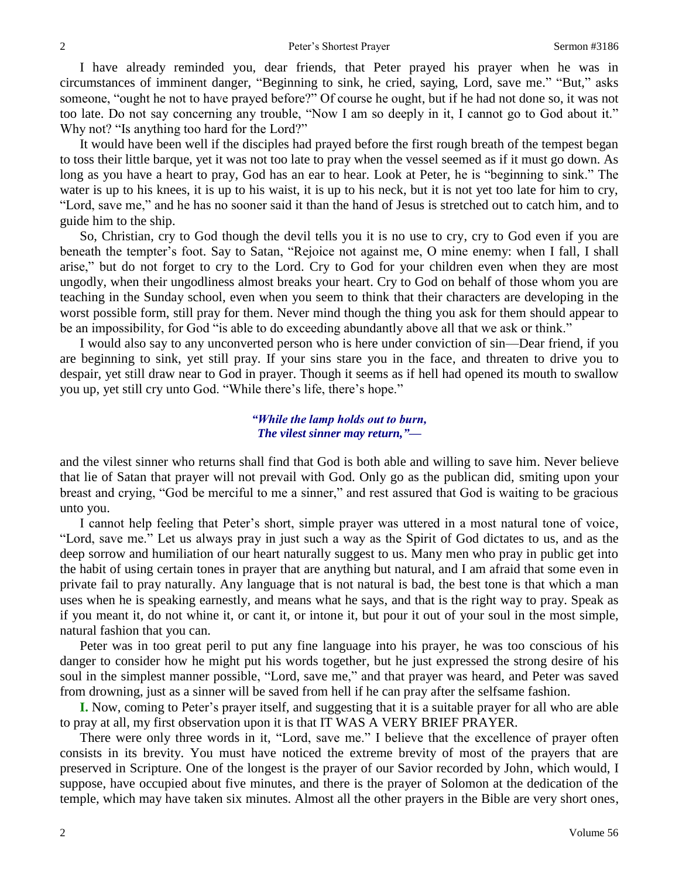I have already reminded you, dear friends, that Peter prayed his prayer when he was in circumstances of imminent danger, "Beginning to sink, he cried, saying, Lord, save me." "But," asks someone, "ought he not to have prayed before?" Of course he ought, but if he had not done so, it was not too late. Do not say concerning any trouble, "Now I am so deeply in it, I cannot go to God about it." Why not? "Is anything too hard for the Lord?"

It would have been well if the disciples had prayed before the first rough breath of the tempest began to toss their little barque, yet it was not too late to pray when the vessel seemed as if it must go down. As long as you have a heart to pray, God has an ear to hear. Look at Peter, he is "beginning to sink." The water is up to his knees, it is up to his waist, it is up to his neck, but it is not yet too late for him to cry, "Lord, save me," and he has no sooner said it than the hand of Jesus is stretched out to catch him, and to guide him to the ship.

So, Christian, cry to God though the devil tells you it is no use to cry, cry to God even if you are beneath the tempter's foot. Say to Satan, "Rejoice not against me, O mine enemy: when I fall, I shall arise," but do not forget to cry to the Lord. Cry to God for your children even when they are most ungodly, when their ungodliness almost breaks your heart. Cry to God on behalf of those whom you are teaching in the Sunday school, even when you seem to think that their characters are developing in the worst possible form, still pray for them. Never mind though the thing you ask for them should appear to be an impossibility, for God "is able to do exceeding abundantly above all that we ask or think."

I would also say to any unconverted person who is here under conviction of sin—Dear friend, if you are beginning to sink, yet still pray. If your sins stare you in the face, and threaten to drive you to despair, yet still draw near to God in prayer. Though it seems as if hell had opened its mouth to swallow you up, yet still cry unto God. "While there's life, there's hope."

*"While the lamp holds out to burn,*
*The vilest sinner may return,"—*

and the vilest sinner who returns shall find that God is both able and willing to save him. Never believe that lie of Satan that prayer will not prevail with God. Only go as the publican did, smiting upon your breast and crying, "God be merciful to me a sinner," and rest assured that God is waiting to be gracious unto you.

I cannot help feeling that Peter's short, simple prayer was uttered in a most natural tone of voice, "Lord, save me." Let us always pray in just such a way as the Spirit of God dictates to us, and as the deep sorrow and humiliation of our heart naturally suggest to us. Many men who pray in public get into the habit of using certain tones in prayer that are anything but natural, and I am afraid that some even in private fail to pray naturally. Any language that is not natural is bad, the best tone is that which a man uses when he is speaking earnestly, and means what he says, and that is the right way to pray. Speak as if you meant it, do not whine it, or cant it, or intone it, but pour it out of your soul in the most simple, natural fashion that you can.

Peter was in too great peril to put any fine language into his prayer, he was too conscious of his danger to consider how he might put his words together, but he just expressed the strong desire of his soul in the simplest manner possible, "Lord, save me," and that prayer was heard, and Peter was saved from drowning, just as a sinner will be saved from hell if he can pray after the selfsame fashion.

**I.** Now, coming to Peter's prayer itself, and suggesting that it is a suitable prayer for all who are able to pray at all, my first observation upon it is that IT WAS A VERY BRIEF PRAYER.

There were only three words in it, "Lord, save me." I believe that the excellence of prayer often consists in its brevity. You must have noticed the extreme brevity of most of the prayers that are preserved in Scripture. One of the longest is the prayer of our Savior recorded by John, which would, I suppose, have occupied about five minutes, and there is the prayer of Solomon at the dedication of the temple, which may have taken six minutes. Almost all the other prayers in the Bible are very short ones,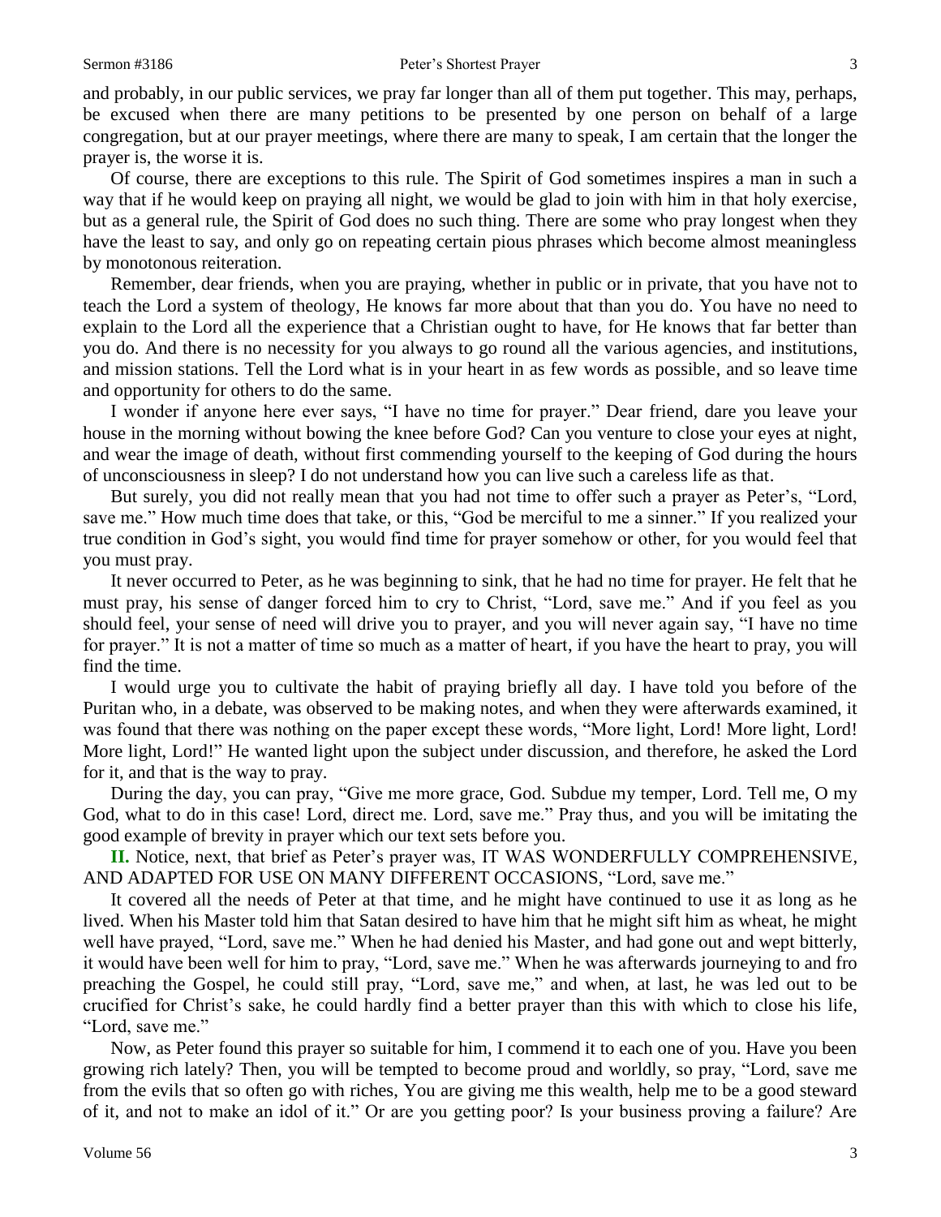and probably, in our public services, we pray far longer than all of them put together. This may, perhaps, be excused when there are many petitions to be presented by one person on behalf of a large congregation, but at our prayer meetings, where there are many to speak, I am certain that the longer the prayer is, the worse it is.

Of course, there are exceptions to this rule. The Spirit of God sometimes inspires a man in such a way that if he would keep on praying all night, we would be glad to join with him in that holy exercise, but as a general rule, the Spirit of God does no such thing. There are some who pray longest when they have the least to say, and only go on repeating certain pious phrases which become almost meaningless by monotonous reiteration.

Remember, dear friends, when you are praying, whether in public or in private, that you have not to teach the Lord a system of theology, He knows far more about that than you do. You have no need to explain to the Lord all the experience that a Christian ought to have, for He knows that far better than you do. And there is no necessity for you always to go round all the various agencies, and institutions, and mission stations. Tell the Lord what is in your heart in as few words as possible, and so leave time and opportunity for others to do the same.

I wonder if anyone here ever says, "I have no time for prayer." Dear friend, dare you leave your house in the morning without bowing the knee before God? Can you venture to close your eyes at night, and wear the image of death, without first commending yourself to the keeping of God during the hours of unconsciousness in sleep? I do not understand how you can live such a careless life as that.

But surely, you did not really mean that you had not time to offer such a prayer as Peter's, "Lord, save me." How much time does that take, or this, "God be merciful to me a sinner." If you realized your true condition in God's sight, you would find time for prayer somehow or other, for you would feel that you must pray.

It never occurred to Peter, as he was beginning to sink, that he had no time for prayer. He felt that he must pray, his sense of danger forced him to cry to Christ, "Lord, save me." And if you feel as you should feel, your sense of need will drive you to prayer, and you will never again say, "I have no time for prayer." It is not a matter of time so much as a matter of heart, if you have the heart to pray, you will find the time.

I would urge you to cultivate the habit of praying briefly all day. I have told you before of the Puritan who, in a debate, was observed to be making notes, and when they were afterwards examined, it was found that there was nothing on the paper except these words, "More light, Lord! More light, Lord! More light, Lord!" He wanted light upon the subject under discussion, and therefore, he asked the Lord for it, and that is the way to pray.

During the day, you can pray, "Give me more grace, God. Subdue my temper, Lord. Tell me, O my God, what to do in this case! Lord, direct me. Lord, save me." Pray thus, and you will be imitating the good example of brevity in prayer which our text sets before you.

**II.** Notice, next, that brief as Peter's prayer was, IT WAS WONDERFULLY COMPREHENSIVE, AND ADAPTED FOR USE ON MANY DIFFERENT OCCASIONS, "Lord, save me."

It covered all the needs of Peter at that time, and he might have continued to use it as long as he lived. When his Master told him that Satan desired to have him that he might sift him as wheat, he might well have prayed, "Lord, save me." When he had denied his Master, and had gone out and wept bitterly, it would have been well for him to pray, "Lord, save me." When he was afterwards journeying to and fro preaching the Gospel, he could still pray, "Lord, save me," and when, at last, he was led out to be crucified for Christ's sake, he could hardly find a better prayer than this with which to close his life, "Lord, save me."

Now, as Peter found this prayer so suitable for him, I commend it to each one of you. Have you been growing rich lately? Then, you will be tempted to become proud and worldly, so pray, "Lord, save me from the evils that so often go with riches, You are giving me this wealth, help me to be a good steward of it, and not to make an idol of it." Or are you getting poor? Is your business proving a failure? Are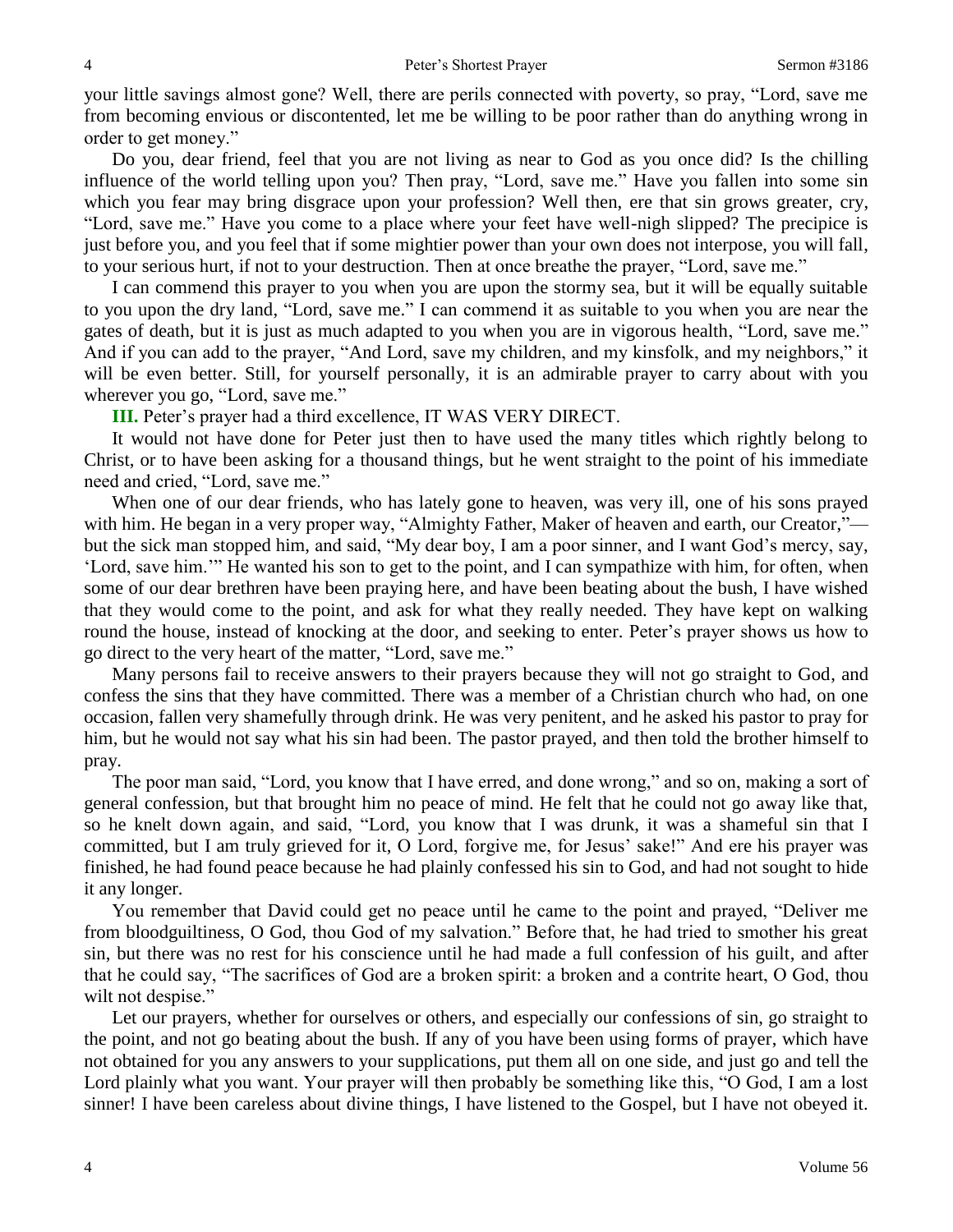your little savings almost gone? Well, there are perils connected with poverty, so pray, "Lord, save me from becoming envious or discontented, let me be willing to be poor rather than do anything wrong in order to get money."

Do you, dear friend, feel that you are not living as near to God as you once did? Is the chilling influence of the world telling upon you? Then pray, "Lord, save me." Have you fallen into some sin which you fear may bring disgrace upon your profession? Well then, ere that sin grows greater, cry, "Lord, save me." Have you come to a place where your feet have well-nigh slipped? The precipice is just before you, and you feel that if some mightier power than your own does not interpose, you will fall, to your serious hurt, if not to your destruction. Then at once breathe the prayer, "Lord, save me."

I can commend this prayer to you when you are upon the stormy sea, but it will be equally suitable to you upon the dry land, "Lord, save me." I can commend it as suitable to you when you are near the gates of death, but it is just as much adapted to you when you are in vigorous health, "Lord, save me." And if you can add to the prayer, "And Lord, save my children, and my kinsfolk, and my neighbors," it will be even better. Still, for yourself personally, it is an admirable prayer to carry about with you wherever you go, "Lord, save me."

**III.** Peter's prayer had a third excellence, IT WAS VERY DIRECT.

It would not have done for Peter just then to have used the many titles which rightly belong to Christ, or to have been asking for a thousand things, but he went straight to the point of his immediate need and cried, "Lord, save me."

When one of our dear friends, who has lately gone to heaven, was very ill, one of his sons prayed with him. He began in a very proper way, "Almighty Father, Maker of heaven and earth, our Creator,"—but the sick man stopped him, and said, "My dear boy, I am a poor sinner, and I want God's mercy, say, 'Lord, save him.'" He wanted his son to get to the point, and I can sympathize with him, for often, when some of our dear brethren have been praying here, and have been beating about the bush, I have wished that they would come to the point, and ask for what they really needed. They have kept on walking round the house, instead of knocking at the door, and seeking to enter. Peter's prayer shows us how to go direct to the very heart of the matter, "Lord, save me."

Many persons fail to receive answers to their prayers because they will not go straight to God, and confess the sins that they have committed. There was a member of a Christian church who had, on one occasion, fallen very shamefully through drink. He was very penitent, and he asked his pastor to pray for him, but he would not say what his sin had been. The pastor prayed, and then told the brother himself to pray.

The poor man said, "Lord, you know that I have erred, and done wrong," and so on, making a sort of general confession, but that brought him no peace of mind. He felt that he could not go away like that, so he knelt down again, and said, "Lord, you know that I was drunk, it was a shameful sin that I committed, but I am truly grieved for it, O Lord, forgive me, for Jesus' sake!" And ere his prayer was finished, he had found peace because he had plainly confessed his sin to God, and had not sought to hide it any longer.

You remember that David could get no peace until he came to the point and prayed, "Deliver me from bloodguiltiness, O God, thou God of my salvation." Before that, he had tried to smother his great sin, but there was no rest for his conscience until he had made a full confession of his guilt, and after that he could say, "The sacrifices of God are a broken spirit: a broken and a contrite heart, O God, thou wilt not despise."

Let our prayers, whether for ourselves or others, and especially our confessions of sin, go straight to the point, and not go beating about the bush. If any of you have been using forms of prayer, which have not obtained for you any answers to your supplications, put them all on one side, and just go and tell the Lord plainly what you want. Your prayer will then probably be something like this, "O God, I am a lost sinner! I have been careless about divine things, I have listened to the Gospel, but I have not obeyed it.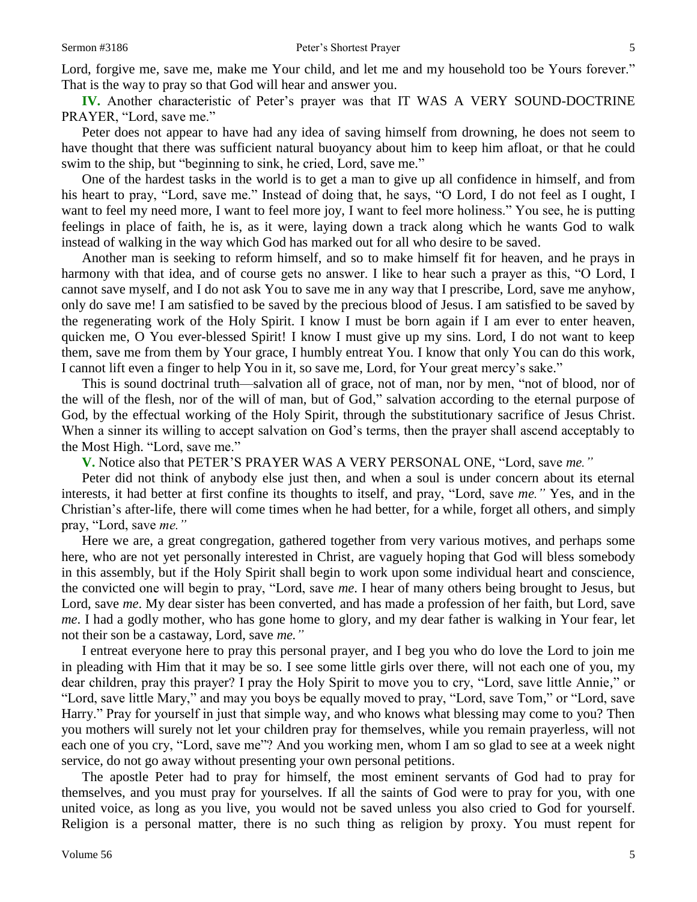Lord, forgive me, save me, make me Your child, and let me and my household too be Yours forever." That is the way to pray so that God will hear and answer you.

**IV.** Another characteristic of Peter's prayer was that IT WAS A VERY SOUND-DOCTRINE PRAYER, "Lord, save me."

Peter does not appear to have had any idea of saving himself from drowning, he does not seem to have thought that there was sufficient natural buoyancy about him to keep him afloat, or that he could swim to the ship, but "beginning to sink, he cried, Lord, save me."

One of the hardest tasks in the world is to get a man to give up all confidence in himself, and from his heart to pray, "Lord, save me." Instead of doing that, he says, "O Lord, I do not feel as I ought, I want to feel my need more, I want to feel more joy, I want to feel more holiness." You see, he is putting feelings in place of faith, he is, as it were, laying down a track along which he wants God to walk instead of walking in the way which God has marked out for all who desire to be saved.

Another man is seeking to reform himself, and so to make himself fit for heaven, and he prays in harmony with that idea, and of course gets no answer. I like to hear such a prayer as this, "O Lord, I cannot save myself, and I do not ask You to save me in any way that I prescribe, Lord, save me anyhow, only do save me! I am satisfied to be saved by the precious blood of Jesus. I am satisfied to be saved by the regenerating work of the Holy Spirit. I know I must be born again if I am ever to enter heaven, quicken me, O You ever-blessed Spirit! I know I must give up my sins. Lord, I do not want to keep them, save me from them by Your grace, I humbly entreat You. I know that only You can do this work, I cannot lift even a finger to help You in it, so save me, Lord, for Your great mercy's sake."

This is sound doctrinal truth—salvation all of grace, not of man, nor by men, "not of blood, nor of the will of the flesh, nor of the will of man, but of God," salvation according to the eternal purpose of God, by the effectual working of the Holy Spirit, through the substitutionary sacrifice of Jesus Christ. When a sinner its willing to accept salvation on God's terms, then the prayer shall ascend acceptably to the Most High. "Lord, save me."

**V.** Notice also that PETER'S PRAYER WAS A VERY PERSONAL ONE, "Lord, save *me."*

Peter did not think of anybody else just then, and when a soul is under concern about its eternal interests, it had better at first confine its thoughts to itself, and pray, "Lord, save *me."* Yes, and in the Christian's after-life, there will come times when he had better, for a while, forget all others, and simply pray, "Lord, save *me."*

Here we are, a great congregation, gathered together from very various motives, and perhaps some here, who are not yet personally interested in Christ, are vaguely hoping that God will bless somebody in this assembly, but if the Holy Spirit shall begin to work upon some individual heart and conscience, the convicted one will begin to pray, "Lord, save *me*. I hear of many others being brought to Jesus, but Lord, save *me*. My dear sister has been converted, and has made a profession of her faith, but Lord, save *me*. I had a godly mother, who has gone home to glory, and my dear father is walking in Your fear, let not their son be a castaway, Lord, save *me."*

I entreat everyone here to pray this personal prayer, and I beg you who do love the Lord to join me in pleading with Him that it may be so. I see some little girls over there, will not each one of you, my dear children, pray this prayer? I pray the Holy Spirit to move you to cry, "Lord, save little Annie," or "Lord, save little Mary," and may you boys be equally moved to pray, "Lord, save Tom," or "Lord, save Harry." Pray for yourself in just that simple way, and who knows what blessing may come to you? Then you mothers will surely not let your children pray for themselves, while you remain prayerless, will not each one of you cry, "Lord, save me"? And you working men, whom I am so glad to see at a week night service, do not go away without presenting your own personal petitions.

The apostle Peter had to pray for himself, the most eminent servants of God had to pray for themselves, and you must pray for yourselves. If all the saints of God were to pray for you, with one united voice, as long as you live, you would not be saved unless you also cried to God for yourself. Religion is a personal matter, there is no such thing as religion by proxy. You must repent for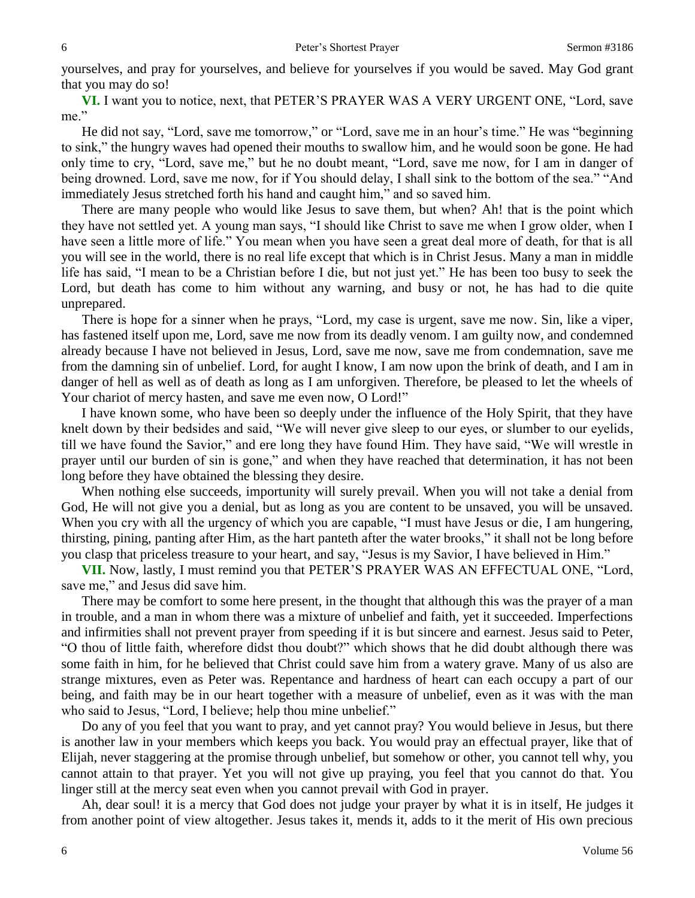yourselves, and pray for yourselves, and believe for yourselves if you would be saved. May God grant that you may do so!

**VI.** I want you to notice, next, that PETER'S PRAYER WAS A VERY URGENT ONE, "Lord, save me."

He did not say, "Lord, save me tomorrow," or "Lord, save me in an hour's time." He was "beginning to sink," the hungry waves had opened their mouths to swallow him, and he would soon be gone. He had only time to cry, "Lord, save me," but he no doubt meant, "Lord, save me now, for I am in danger of being drowned. Lord, save me now, for if You should delay, I shall sink to the bottom of the sea." "And immediately Jesus stretched forth his hand and caught him," and so saved him.

There are many people who would like Jesus to save them, but when? Ah! that is the point which they have not settled yet. A young man says, "I should like Christ to save me when I grow older, when I have seen a little more of life." You mean when you have seen a great deal more of death, for that is all you will see in the world, there is no real life except that which is in Christ Jesus. Many a man in middle life has said, "I mean to be a Christian before I die, but not just yet." He has been too busy to seek the Lord, but death has come to him without any warning, and busy or not, he has had to die quite unprepared.

There is hope for a sinner when he prays, "Lord, my case is urgent, save me now. Sin, like a viper, has fastened itself upon me, Lord, save me now from its deadly venom. I am guilty now, and condemned already because I have not believed in Jesus, Lord, save me now, save me from condemnation, save me from the damning sin of unbelief. Lord, for aught I know, I am now upon the brink of death, and I am in danger of hell as well as of death as long as I am unforgiven. Therefore, be pleased to let the wheels of Your chariot of mercy hasten, and save me even now, O Lord!"

I have known some, who have been so deeply under the influence of the Holy Spirit, that they have knelt down by their bedsides and said, "We will never give sleep to our eyes, or slumber to our eyelids, till we have found the Savior," and ere long they have found Him. They have said, "We will wrestle in prayer until our burden of sin is gone," and when they have reached that determination, it has not been long before they have obtained the blessing they desire.

When nothing else succeeds, importunity will surely prevail. When you will not take a denial from God, He will not give you a denial, but as long as you are content to be unsaved, you will be unsaved. When you cry with all the urgency of which you are capable, "I must have Jesus or die, I am hungering, thirsting, pining, panting after Him, as the hart panteth after the water brooks," it shall not be long before you clasp that priceless treasure to your heart, and say, "Jesus is my Savior, I have believed in Him."

**VII.** Now, lastly, I must remind you that PETER'S PRAYER WAS AN EFFECTUAL ONE, "Lord, save me," and Jesus did save him.

There may be comfort to some here present, in the thought that although this was the prayer of a man in trouble, and a man in whom there was a mixture of unbelief and faith, yet it succeeded. Imperfections and infirmities shall not prevent prayer from speeding if it is but sincere and earnest. Jesus said to Peter, "O thou of little faith, wherefore didst thou doubt?" which shows that he did doubt although there was some faith in him, for he believed that Christ could save him from a watery grave. Many of us also are strange mixtures, even as Peter was. Repentance and hardness of heart can each occupy a part of our being, and faith may be in our heart together with a measure of unbelief, even as it was with the man who said to Jesus, "Lord, I believe; help thou mine unbelief."

Do any of you feel that you want to pray, and yet cannot pray? You would believe in Jesus, but there is another law in your members which keeps you back. You would pray an effectual prayer, like that of Elijah, never staggering at the promise through unbelief, but somehow or other, you cannot tell why, you cannot attain to that prayer. Yet you will not give up praying, you feel that you cannot do that. You linger still at the mercy seat even when you cannot prevail with God in prayer.

Ah, dear soul! it is a mercy that God does not judge your prayer by what it is in itself, He judges it from another point of view altogether. Jesus takes it, mends it, adds to it the merit of His own precious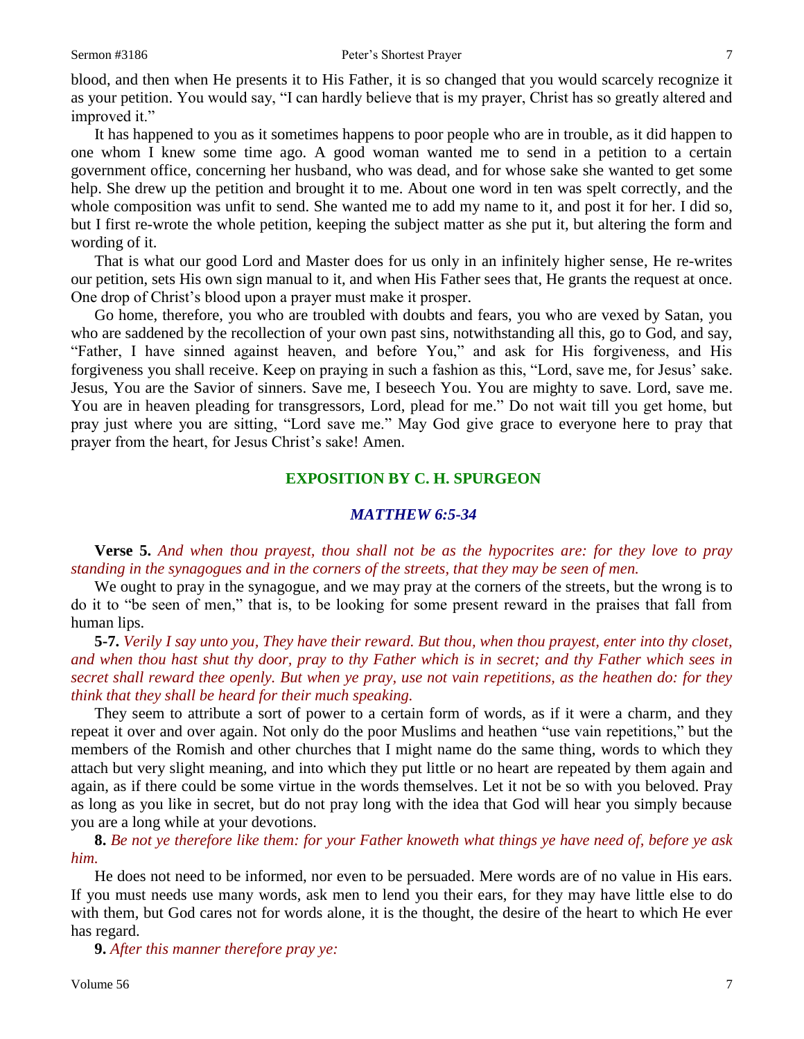blood, and then when He presents it to His Father, it is so changed that you would scarcely recognize it as your petition. You would say, "I can hardly believe that is my prayer, Christ has so greatly altered and improved it."

It has happened to you as it sometimes happens to poor people who are in trouble, as it did happen to one whom I knew some time ago. A good woman wanted me to send in a petition to a certain government office, concerning her husband, who was dead, and for whose sake she wanted to get some help. She drew up the petition and brought it to me. About one word in ten was spelt correctly, and the whole composition was unfit to send. She wanted me to add my name to it, and post it for her. I did so, but I first re-wrote the whole petition, keeping the subject matter as she put it, but altering the form and wording of it.

That is what our good Lord and Master does for us only in an infinitely higher sense, He re-writes our petition, sets His own sign manual to it, and when His Father sees that, He grants the request at once. One drop of Christ's blood upon a prayer must make it prosper.

Go home, therefore, you who are troubled with doubts and fears, you who are vexed by Satan, you who are saddened by the recollection of your own past sins, notwithstanding all this, go to God, and say, "Father, I have sinned against heaven, and before You," and ask for His forgiveness, and His forgiveness you shall receive. Keep on praying in such a fashion as this, "Lord, save me, for Jesus' sake. Jesus, You are the Savior of sinners. Save me, I beseech You. You are mighty to save. Lord, save me. You are in heaven pleading for transgressors, Lord, plead for me." Do not wait till you get home, but pray just where you are sitting, "Lord save me." May God give grace to everyone here to pray that prayer from the heart, for Jesus Christ's sake! Amen.

## EXPOSITION BY C. H. SPURGEON

### *MATTHEW 6:5-34*

**Verse 5.** *And when thou prayest, thou shall not be as the hypocrites are: for they love to pray standing in the synagogues and in the corners of the streets, that they may be seen of men.*

We ought to pray in the synagogue, and we may pray at the corners of the streets, but the wrong is to do it to "be seen of men," that is, to be looking for some present reward in the praises that fall from human lips.

**5-7.** *Verily I say unto you, They have their reward. But thou, when thou prayest, enter into thy closet, and when thou hast shut thy door, pray to thy Father which is in secret; and thy Father which sees in secret shall reward thee openly. But when ye pray, use not vain repetitions, as the heathen do: for they think that they shall be heard for their much speaking.*

They seem to attribute a sort of power to a certain form of words, as if it were a charm, and they repeat it over and over again. Not only do the poor Muslims and heathen "use vain repetitions," but the members of the Romish and other churches that I might name do the same thing, words to which they attach but very slight meaning, and into which they put little or no heart are repeated by them again and again, as if there could be some virtue in the words themselves. Let it not be so with you beloved. Pray as long as you like in secret, but do not pray long with the idea that God will hear you simply because you are a long while at your devotions.

**8.** *Be not ye therefore like them: for your Father knoweth what things ye have need of, before ye ask him.*

He does not need to be informed, nor even to be persuaded. Mere words are of no value in His ears. If you must needs use many words, ask men to lend you their ears, for they may have little else to do with them, but God cares not for words alone, it is the thought, the desire of the heart to which He ever has regard.

**9.** *After this manner therefore pray ye:*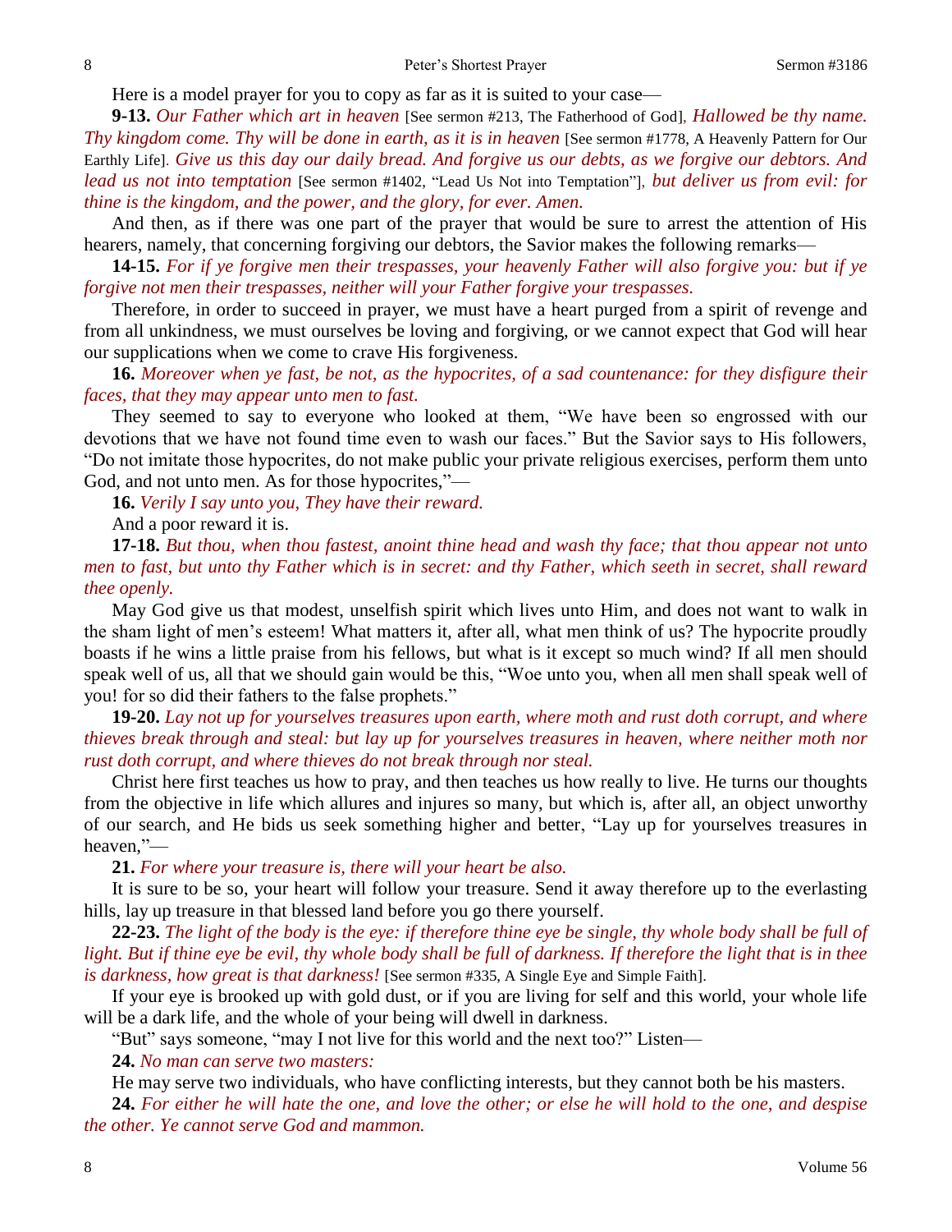Here is a model prayer for you to copy as far as it is suited to your case—

**9-13.** *Our Father which art in heaven* [See sermon #213, The Fatherhood of God], *Hallowed be thy name. Thy kingdom come. Thy will be done in earth, as it is in heaven* [See sermon #1778, A Heavenly Pattern for Our Earthly Life]. *Give us this day our daily bread. And forgive us our debts, as we forgive our debtors. And lead us not into temptation* [See sermon #1402, "Lead Us Not into Temptation"], *but deliver us from evil: for thine is the kingdom, and the power, and the glory, for ever. Amen.*

And then, as if there was one part of the prayer that would be sure to arrest the attention of His hearers, namely, that concerning forgiving our debtors, the Savior makes the following remarks—

**14-15.** *For if ye forgive men their trespasses, your heavenly Father will also forgive you: but if ye forgive not men their trespasses, neither will your Father forgive your trespasses.*

Therefore, in order to succeed in prayer, we must have a heart purged from a spirit of revenge and from all unkindness, we must ourselves be loving and forgiving, or we cannot expect that God will hear our supplications when we come to crave His forgiveness.

**16.** *Moreover when ye fast, be not, as the hypocrites, of a sad countenance: for they disfigure their faces, that they may appear unto men to fast.*

They seemed to say to everyone who looked at them, "We have been so engrossed with our devotions that we have not found time even to wash our faces." But the Savior says to His followers, "Do not imitate those hypocrites, do not make public your private religious exercises, perform them unto God, and not unto men. As for those hypocrites,"—

**16.** *Verily I say unto you, They have their reward.*

And a poor reward it is.

**17-18.** *But thou, when thou fastest, anoint thine head and wash thy face; that thou appear not unto men to fast, but unto thy Father which is in secret: and thy Father, which seeth in secret, shall reward thee openly.*

May God give us that modest, unselfish spirit which lives unto Him, and does not want to walk in the sham light of men's esteem! What matters it, after all, what men think of us? The hypocrite proudly boasts if he wins a little praise from his fellows, but what is it except so much wind? If all men should speak well of us, all that we should gain would be this, "Woe unto you, when all men shall speak well of you! for so did their fathers to the false prophets."

**19-20.** *Lay not up for yourselves treasures upon earth, where moth and rust doth corrupt, and where thieves break through and steal: but lay up for yourselves treasures in heaven, where neither moth nor rust doth corrupt, and where thieves do not break through nor steal.*

Christ here first teaches us how to pray, and then teaches us how really to live. He turns our thoughts from the objective in life which allures and injures so many, but which is, after all, an object unworthy of our search, and He bids us seek something higher and better, "Lay up for yourselves treasures in heaven,"—

**21.** *For where your treasure is, there will your heart be also.*

It is sure to be so, your heart will follow your treasure. Send it away therefore up to the everlasting hills, lay up treasure in that blessed land before you go there yourself.

**22-23.** *The light of the body is the eye: if therefore thine eye be single, thy whole body shall be full of light. But if thine eye be evil, thy whole body shall be full of darkness. If therefore the light that is in thee is darkness, how great is that darkness!* [See sermon #335, A Single Eye and Simple Faith].

If your eye is brooked up with gold dust, or if you are living for self and this world, your whole life will be a dark life, and the whole of your being will dwell in darkness.

"But" says someone, "may I not live for this world and the next too?" Listen—

**24.** *No man can serve two masters:*

He may serve two individuals, who have conflicting interests, but they cannot both be his masters.

**24.** *For either he will hate the one, and love the other; or else he will hold to the one, and despise the other. Ye cannot serve God and mammon.*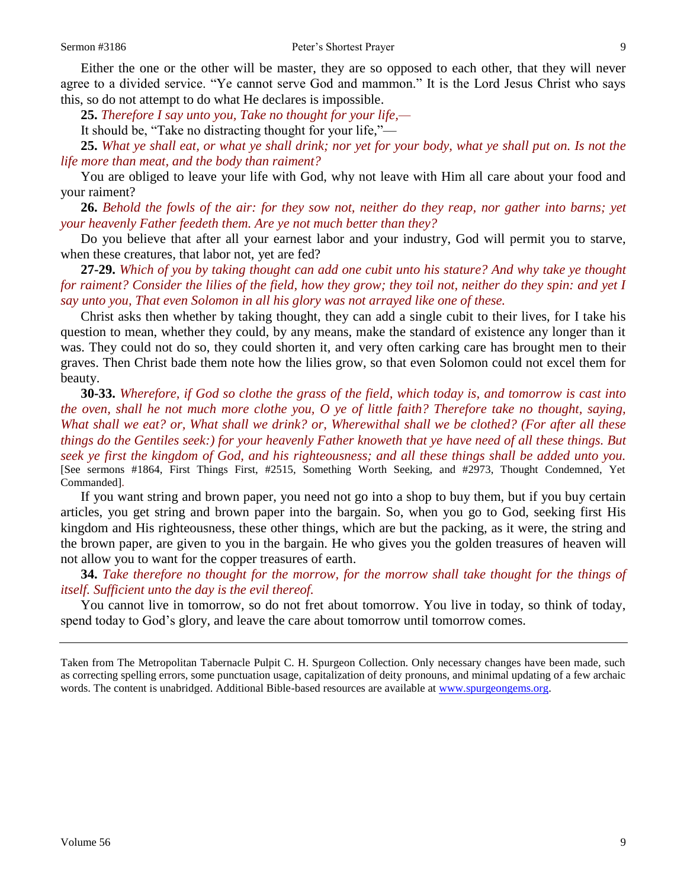Either the one or the other will be master, they are so opposed to each other, that they will never agree to a divided service. "Ye cannot serve God and mammon." It is the Lord Jesus Christ who says this, so do not attempt to do what He declares is impossible.

**25.** *Therefore I say unto you, Take no thought for your life,—*

It should be, "Take no distracting thought for your life,"—

**25.** *What ye shall eat, or what ye shall drink; nor yet for your body, what ye shall put on. Is not the life more than meat, and the body than raiment?*

You are obliged to leave your life with God, why not leave with Him all care about your food and your raiment?

**26.** *Behold the fowls of the air: for they sow not, neither do they reap, nor gather into barns; yet your heavenly Father feedeth them. Are ye not much better than they?*

Do you believe that after all your earnest labor and your industry, God will permit you to starve, when these creatures, that labor not, yet are fed?

**27-29.** *Which of you by taking thought can add one cubit unto his stature? And why take ye thought for raiment? Consider the lilies of the field, how they grow; they toil not, neither do they spin: and yet I say unto you, That even Solomon in all his glory was not arrayed like one of these.*

Christ asks then whether by taking thought, they can add a single cubit to their lives, for I take his question to mean, whether they could, by any means, make the standard of existence any longer than it was. They could not do so, they could shorten it, and very often carking care has brought men to their graves. Then Christ bade them note how the lilies grow, so that even Solomon could not excel them for beauty.

**30-33.** *Wherefore, if God so clothe the grass of the field, which today is, and tomorrow is cast into the oven, shall he not much more clothe you, O ye of little faith? Therefore take no thought, saying, What shall we eat? or, What shall we drink? or, Wherewithal shall we be clothed? (For after all these things do the Gentiles seek:) for your heavenly Father knoweth that ye have need of all these things. But seek ye first the kingdom of God, and his righteousness; and all these things shall be added unto you.* [See sermons #1864, First Things First, #2515, Something Worth Seeking, and #2973, Thought Condemned, Yet Commanded].

If you want string and brown paper, you need not go into a shop to buy them, but if you buy certain articles, you get string and brown paper into the bargain. So, when you go to God, seeking first His kingdom and His righteousness, these other things, which are but the packing, as it were, the string and the brown paper, are given to you in the bargain. He who gives you the golden treasures of heaven will not allow you to want for the copper treasures of earth.

**34.** *Take therefore no thought for the morrow, for the morrow shall take thought for the things of itself. Sufficient unto the day is the evil thereof.*

You cannot live in tomorrow, so do not fret about tomorrow. You live in today, so think of today, spend today to God's glory, and leave the care about tomorrow until tomorrow comes.

---

Taken from The Metropolitan Tabernacle Pulpit C. H. Spurgeon Collection. Only necessary changes have been made, such as correcting spelling errors, some punctuation usage, capitalization of deity pronouns, and minimal updating of a few archaic words. The content is unabridged. Additional Bible-based resources are available at www.spurgeongems.org.